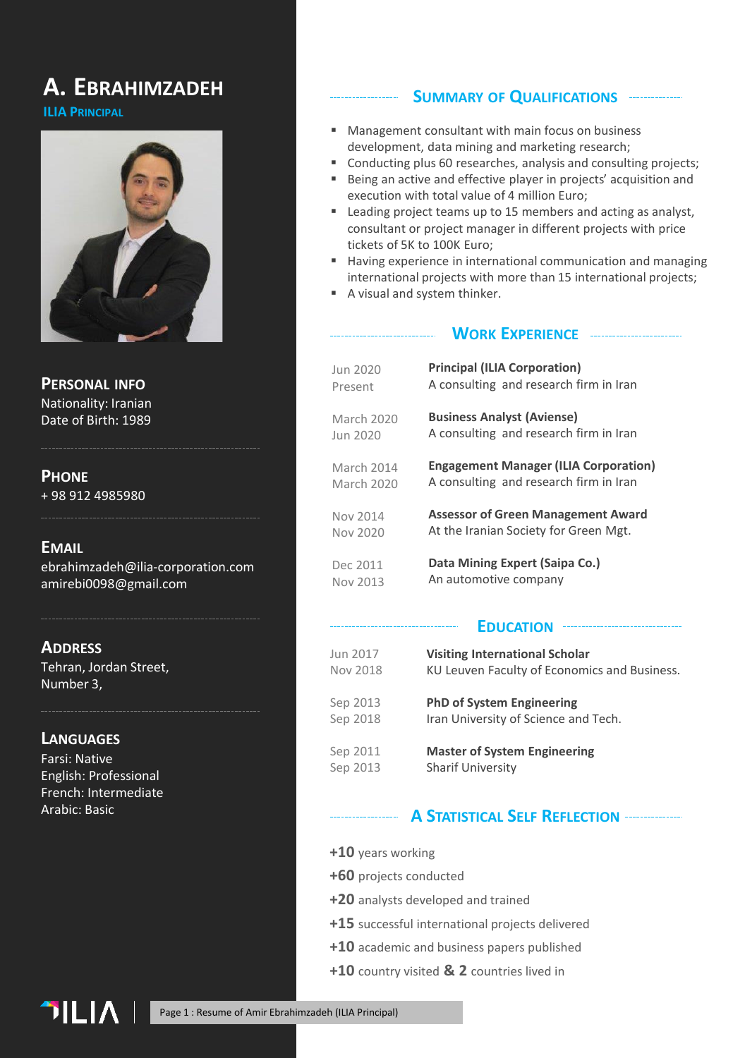# A. Ebrahimzadeh

**ILIA Principal**

## Personal Info

Nationality: Iranian
Date of Birth: 1989

## Phone

+ 98 912 4985980

## Email

ebrahimzadeh@ilia-corporation.com
amirebi0098@gmail.com

## Address

Tehran, Jordan Street,
Number 3,

## Languages

Farsi: Native
English: Professional
French: Intermediate
Arabic: Basic

## Summary of Qualifications

- Management consultant with main focus on business development, data mining and marketing research;
- Conducting plus 60 researches, analysis and consulting projects;
- Being an active and effective player in projects' acquisition and execution with total value of 4 million Euro;
- Leading project teams up to 15 members and acting as analyst, consultant or project manager in different projects with price tickets of 5K to 100K Euro;
- Having experience in international communication and managing international projects with more than 15 international projects;
- A visual and system thinker.

## Work Experience

Jun 2020 – Present
**Principal (ILIA Corporation)**
A consulting and research firm in Iran

March 2020 – Jun 2020
**Business Analyst (Aviense)**
A consulting and research firm in Iran

March 2014 – March 2020
**Engagement Manager (ILIA Corporation)**
A consulting and research firm in Iran

Nov 2014 – Nov 2020
**Assessor of Green Management Award**
At the Iranian Society for Green Mgt.

Dec 2011 – Nov 2013
**Data Mining Expert (Saipa Co.)**
An automotive company

## Education

Jun 2017 – Nov 2018
**Visiting International Scholar**
KU Leuven Faculty of Economics and Business.

Sep 2013 – Sep 2018
**PhD of System Engineering**
Iran University of Science and Tech.

Sep 2011 – Sep 2013
**Master of System Engineering**
Sharif University

## A Statistical Self Reflection

**+10** years working

**+60** projects conducted

**+20** analysts developed and trained

**+15** successful international projects delivered

**+10** academic and business papers published

**+10** country visited **&** **2** countries lived in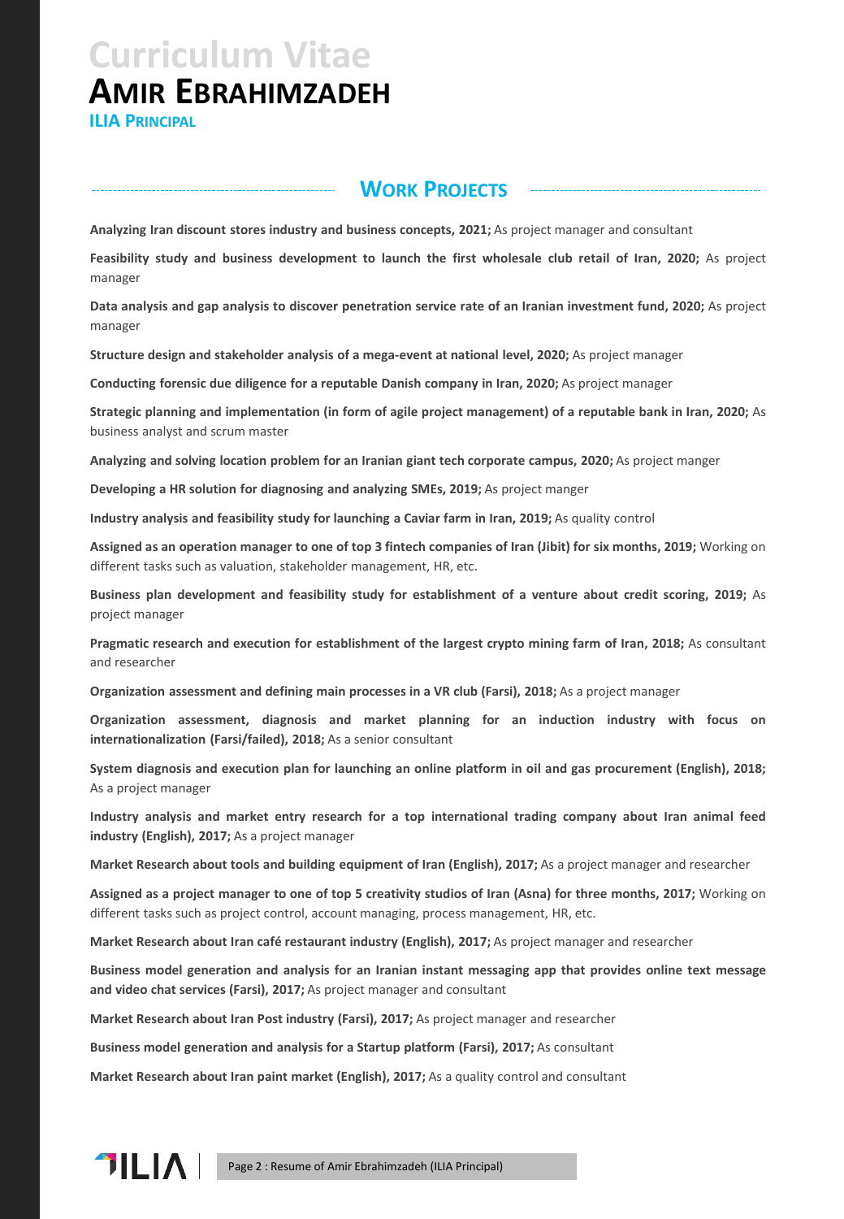# Curriculum Vitae

# Amir Ebrahimzadeh

**ILIA Principal**

## Work Projects

**Analyzing Iran discount stores industry and business concepts, 2021;** As project manager and consultant

**Feasibility study and business development to launch the first wholesale club retail of Iran, 2020;** As project manager

**Data analysis and gap analysis to discover penetration service rate of an Iranian investment fund, 2020;** As project manager

**Structure design and stakeholder analysis of a mega-event at national level, 2020;** As project manager

**Conducting forensic due diligence for a reputable Danish company in Iran, 2020;** As project manager

**Strategic planning and implementation (in form of agile project management) of a reputable bank in Iran, 2020;** As business analyst and scrum master

**Analyzing and solving location problem for an Iranian giant tech corporate campus, 2020;** As project manger

**Developing a HR solution for diagnosing and analyzing SMEs, 2019;** As project manger

**Industry analysis and feasibility study for launching a Caviar farm in Iran, 2019;** As quality control

**Assigned as an operation manager to one of top 3 fintech companies of Iran (Jibit) for six months, 2019;** Working on different tasks such as valuation, stakeholder management, HR, etc.

**Business plan development and feasibility study for establishment of a venture about credit scoring, 2019;** As project manager

**Pragmatic research and execution for establishment of the largest crypto mining farm of Iran, 2018;** As consultant and researcher

**Organization assessment and defining main processes in a VR club (Farsi), 2018;** As a project manager

**Organization assessment, diagnosis and market planning for an induction industry with focus on internationalization (Farsi/failed), 2018;** As a senior consultant

**System diagnosis and execution plan for launching an online platform in oil and gas procurement (English), 2018;** As a project manager

**Industry analysis and market entry research for a top international trading company about Iran animal feed industry (English), 2017;** As a project manager

**Market Research about tools and building equipment of Iran (English), 2017;** As a project manager and researcher

**Assigned as a project manager to one of top 5 creativity studios of Iran (Asna) for three months, 2017;** Working on different tasks such as project control, account managing, process management, HR, etc.

**Market Research about Iran café restaurant industry (English), 2017;** As project manager and researcher

**Business model generation and analysis for an Iranian instant messaging app that provides online text message and video chat services (Farsi), 2017;** As project manager and consultant

**Market Research about Iran Post industry (Farsi), 2017;** As project manager and researcher

**Business model generation and analysis for a Startup platform (Farsi), 2017;** As consultant

**Market Research about Iran paint market (English), 2017;** As a quality control and consultant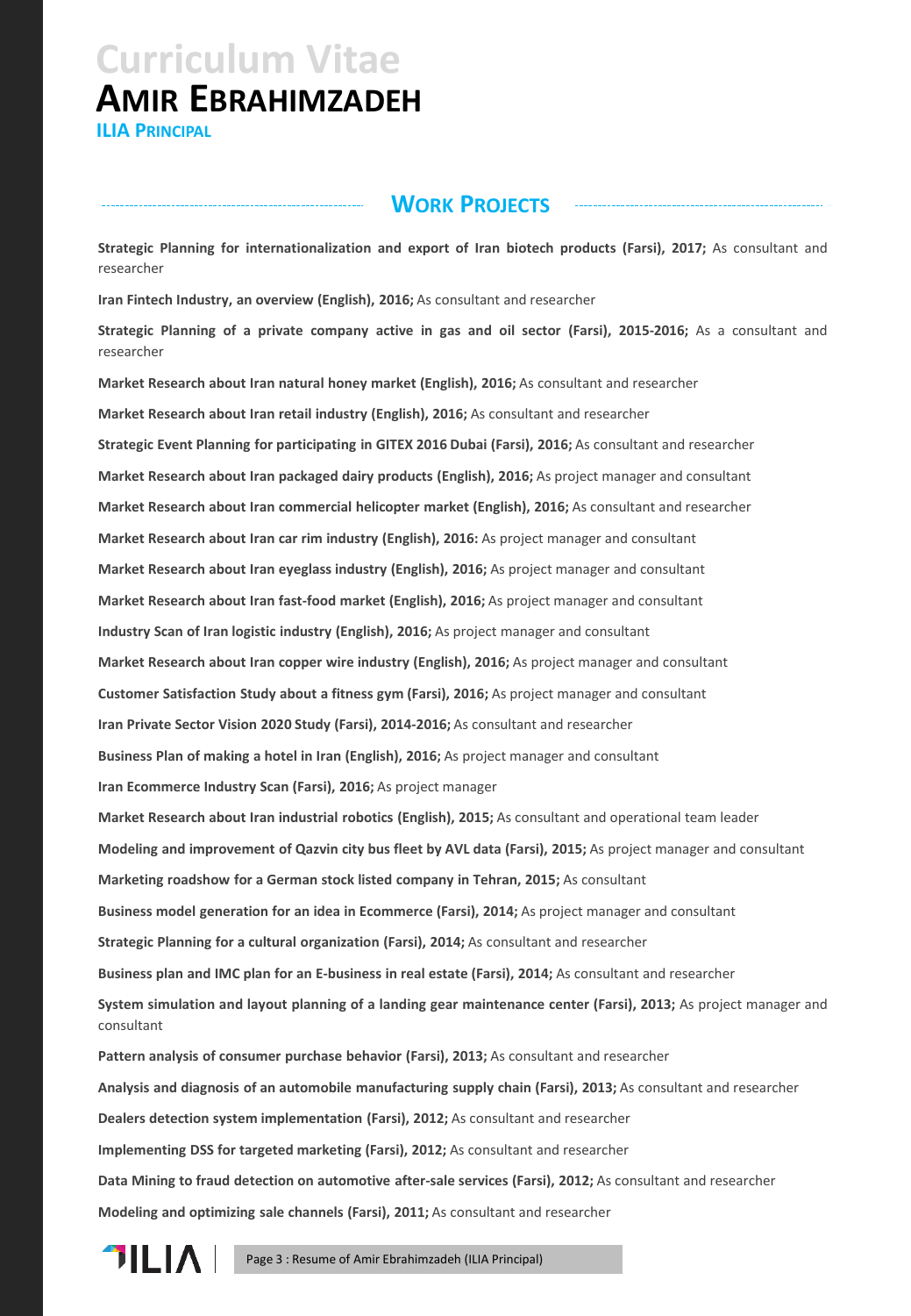# Curriculum Vitae

# Amir Ebrahimzadeh

**ILIA Principal**

## Work Projects

**Strategic Planning for internationalization and export of Iran biotech products (Farsi), 2017;** As consultant and researcher

**Iran Fintech Industry, an overview (English), 2016;** As consultant and researcher

**Strategic Planning of a private company active in gas and oil sector (Farsi), 2015-2016;** As a consultant and researcher

**Market Research about Iran natural honey market (English), 2016;** As consultant and researcher

**Market Research about Iran retail industry (English), 2016;** As consultant and researcher

**Strategic Event Planning for participating in GITEX 2016 Dubai (Farsi), 2016;** As consultant and researcher

**Market Research about Iran packaged dairy products (English), 2016;** As project manager and consultant

**Market Research about Iran commercial helicopter market (English), 2016;** As consultant and researcher

**Market Research about Iran car rim industry (English), 2016:** As project manager and consultant

**Market Research about Iran eyeglass industry (English), 2016;** As project manager and consultant

**Market Research about Iran fast-food market (English), 2016;** As project manager and consultant

**Industry Scan of Iran logistic industry (English), 2016;** As project manager and consultant

**Market Research about Iran copper wire industry (English), 2016;** As project manager and consultant

**Customer Satisfaction Study about a fitness gym (Farsi), 2016;** As project manager and consultant

**Iran Private Sector Vision 2020 Study (Farsi), 2014-2016;** As consultant and researcher

**Business Plan of making a hotel in Iran (English), 2016;** As project manager and consultant

**Iran Ecommerce Industry Scan (Farsi), 2016;** As project manager

**Market Research about Iran industrial robotics (English), 2015;** As consultant and operational team leader

**Modeling and improvement of Qazvin city bus fleet by AVL data (Farsi), 2015;** As project manager and consultant

**Marketing roadshow for a German stock listed company in Tehran, 2015;** As consultant

**Business model generation for an idea in Ecommerce (Farsi), 2014;** As project manager and consultant

**Strategic Planning for a cultural organization (Farsi), 2014;** As consultant and researcher

**Business plan and IMC plan for an E-business in real estate (Farsi), 2014;** As consultant and researcher

**System simulation and layout planning of a landing gear maintenance center (Farsi), 2013;** As project manager and consultant

**Pattern analysis of consumer purchase behavior (Farsi), 2013;** As consultant and researcher

**Analysis and diagnosis of an automobile manufacturing supply chain (Farsi), 2013;** As consultant and researcher

**Dealers detection system implementation (Farsi), 2012;** As consultant and researcher

**Implementing DSS for targeted marketing (Farsi), 2012;** As consultant and researcher

**Data Mining to fraud detection on automotive after-sale services (Farsi), 2012;** As consultant and researcher

**Modeling and optimizing sale channels (Farsi), 2011;** As consultant and researcher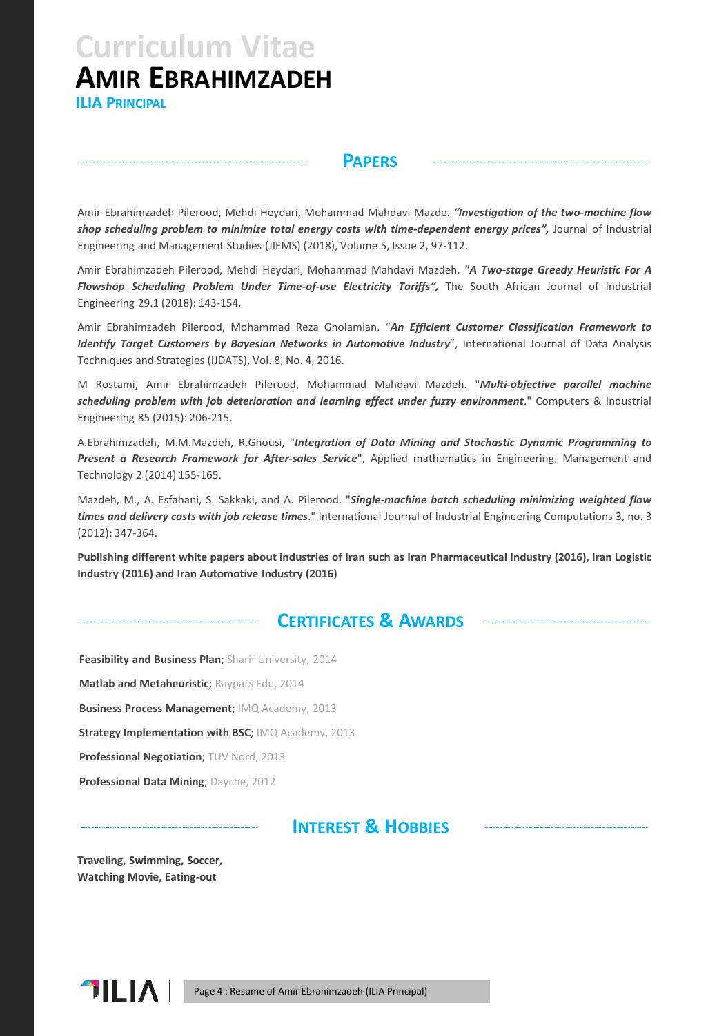# Curriculum Vitae

# Amir Ebrahimzadeh

**ILIA Principal**

## Papers

Amir Ebrahimzadeh Pilerood, Mehdi Heydari, Mohammad Mahdavi Mazde. ***"Investigation of the two-machine flow shop scheduling problem to minimize total energy costs with time-dependent energy prices",*** Journal of Industrial Engineering and Management Studies (JIEMS) (2018), Volume 5, Issue 2, 97-112.

Amir Ebrahimzadeh Pilerood, Mehdi Heydari, Mohammad Mahdavi Mazdeh. ***"A Two-stage Greedy Heuristic For A Flowshop Scheduling Problem Under Time-of-use Electricity Tariffs",*** The South African Journal of Industrial Engineering 29.1 (2018): 143-154.

Amir Ebrahimzadeh Pilerood, Mohammad Reza Gholamian. "***An Efficient Customer Classification Framework to Identify Target Customers by Bayesian Networks in Automotive Industry***", International Journal of Data Analysis Techniques and Strategies (IJDATS), Vol. 8, No. 4, 2016.

M Rostami, Amir Ebrahimzadeh Pilerood, Mohammad Mahdavi Mazdeh. "***Multi-objective parallel machine scheduling problem with job deterioration and learning effect under fuzzy environment***." Computers & Industrial Engineering 85 (2015): 206-215.

A.Ebrahimzadeh, M.M.Mazdeh, R.Ghousi, "***Integration of Data Mining and Stochastic Dynamic Programming to Present a Research Framework for After-sales Service***", Applied mathematics in Engineering, Management and Technology 2 (2014) 155-165.

Mazdeh, M., A. Esfahani, S. Sakkaki, and A. Pilerood. "***Single-machine batch scheduling minimizing weighted flow times and delivery costs with job release times***." International Journal of Industrial Engineering Computations 3, no. 3 (2012): 347-364.

**Publishing different white papers about industries of Iran such as Iran Pharmaceutical Industry (2016), Iran Logistic Industry (2016) and Iran Automotive Industry (2016)**

## Certificates & Awards

**Feasibility and Business Plan**; Sharif University, 2014

**Matlab and Metaheuristic**; Raypars Edu, 2014

**Business Process Management**; IMQ Academy, 2013

**Strategy Implementation with BSC**; IMQ Academy, 2013

**Professional Negotiation**; TUV Nord, 2013

**Professional Data Mining**; Dayche, 2012

## Interest & Hobbies

**Traveling, Swimming, Soccer,**
**Watching Movie, Eating-out**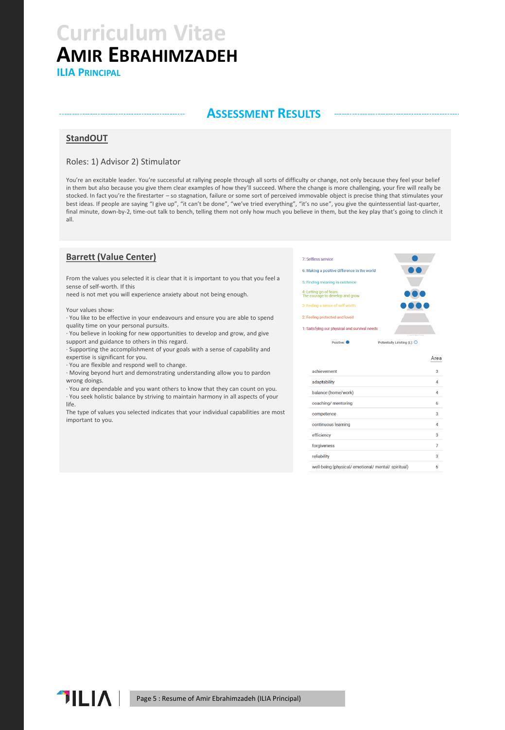# Curriculum Vitae

# Amir Ebrahimzadeh

**ILIA Principal**

## Assessment Results

### StandOUT

Roles: 1) Advisor 2) Stimulator

You're an excitable leader. You're successful at rallying people through all sorts of difficulty or change, not only because they feel your belief in them but also because you give them clear examples of how they'll succeed. Where the change is more challenging, your fire will really be stocked. In fact you're the firestarter – so stagnation, failure or some sort of perceived immovable object is precise thing that stimulates your best ideas. If people are saying "I give up", "it can't be done", "we've tried everything", "it's no use", you give the quintessential last-quarter, final minute, down-by-2, time-out talk to bench, telling them not only how much you believe in them, but the key play that's going to clinch it all.

### Barrett (Value Center)

From the values you selected it is clear that it is important to you that you feel a sense of self-worth. If this
need is not met you will experience anxiety about not being enough.

Your values show:

· You like to be effective in your endeavours and ensure you are able to spend quality time on your personal pursuits.
· You believe in looking for new opportunities to develop and grow, and give support and guidance to others in this regard.
· Supporting the accomplishment of your goals with a sense of capability and expertise is significant for you.
· You are flexible and respond well to change.
· Moving beyond hurt and demonstrating understanding allow you to pardon wrong doings.
· You are dependable and you want others to know that they can count on you.
· You seek holistic balance by striving to maintain harmony in all aspects of your life.

The type of values you selected indicates that your individual capabilities are most important to you.

7: Selfless service
6: Making a positive difference in the world
5: Finding meaning in existence
4: Letting go of fears
The courage to develop and grow
3: Feeling a sense of self-worth
2: Feeling protected and loved
1: Satisfying our physical and survival needs

Positive:
Potentially Limiting (L):

| | Area |
|---|---|
| achievement | 3 |
| adaptability | 4 |
| balance (home/work) | 4 |
| coaching/ mentoring | 6 |
| competence | 3 |
| continuous learning | 4 |
| efficiency | 3 |
| forgiveness | 7 |
| reliability | 3 |
| well-being (physical/ emotional/ mental/ spiritual) | 6 |